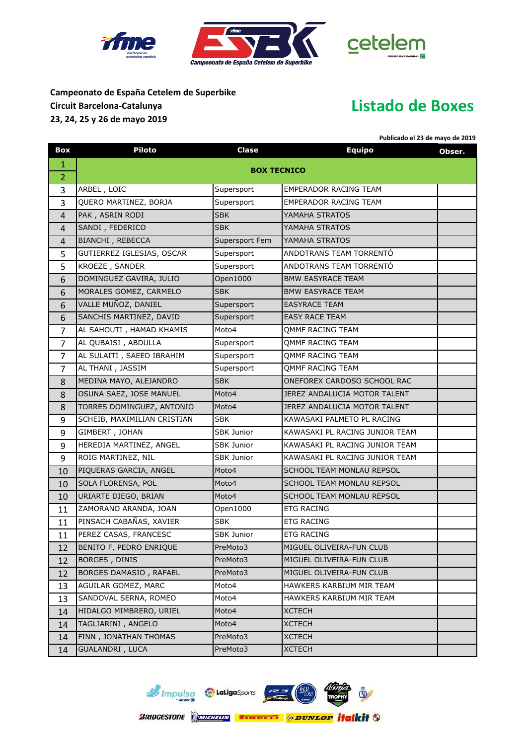**Campeonato de España Cetelem de Superbike**
**Circuit Barcelona-Catalunya**
**23, 24, 25 y 26 de mayo 2019**

# Listado de Boxes

**Publicado el 23 de mayo de 2019**

| Box | Piloto | Clase | Equipo | Obser. |
|---|---|---|---|---|
| 1 | BOX TECNICO | | | |
| 2 | | | | |
| 3 | ARBEL , LOIC | Supersport | EMPERADOR RACING TEAM | |
| 3 | QUERO MARTINEZ, BORJA | Supersport | EMPERADOR RACING TEAM | |
| 4 | PAK , ASRIN RODI | SBK | YAMAHA STRATOS | |
| 4 | SANDI , FEDERICO | SBK | YAMAHA STRATOS | |
| 4 | BIANCHI , REBECCA | Supersport Fem | YAMAHA STRATOS | |
| 5 | GUTIERREZ IGLESIAS, OSCAR | Supersport | ANDOTRANS TEAM TORRENTÓ | |
| 5 | KROEZE , SANDER | Supersport | ANDOTRANS TEAM TORRENTÓ | |
| 6 | DOMINGUEZ GAVIRA, JULIO | Open1000 | BMW EASYRACE TEAM | |
| 6 | MORALES GOMEZ, CARMELO | SBK | BMW EASYRACE TEAM | |
| 6 | VALLE MUÑOZ, DANIEL | Supersport | EASYRACE TEAM | |
| 6 | SANCHIS MARTINEZ, DAVID | Supersport | EASY RACE TEAM | |
| 7 | AL SAHOUTI , HAMAD KHAMIS | Moto4 | QMMF RACING TEAM | |
| 7 | AL QUBAISI , ABDULLA | Supersport | QMMF RACING TEAM | |
| 7 | AL SULAITI , SAEED IBRAHIM | Supersport | QMMF RACING TEAM | |
| 7 | AL THANI , JASSIM | Supersport | QMMF RACING TEAM | |
| 8 | MEDINA MAYO, ALEJANDRO | SBK | ONEFOREX CARDOSO SCHOOL RAC | |
| 8 | OSUNA SAEZ, JOSE MANUEL | Moto4 | JEREZ ANDALUCIA MOTOR TALENT | |
| 8 | TORRES DOMINGUEZ, ANTONIO | Moto4 | JEREZ ANDALUCIA MOTOR TALENT | |
| 9 | SCHEIB, MAXIMILIAN CRISTIAN | SBK | KAWASAKI PALMETO PL RACING | |
| 9 | GIMBERT , JOHAN | SBK Junior | KAWASAKI PL RACING JUNIOR TEAM | |
| 9 | HEREDIA MARTINEZ, ANGEL | SBK Junior | KAWASAKI PL RACING JUNIOR TEAM | |
| 9 | ROIG MARTINEZ, NIL | SBK Junior | KAWASAKI PL RACING JUNIOR TEAM | |
| 10 | PIQUERAS GARCIA, ANGEL | Moto4 | SCHOOL TEAM MONLAU REPSOL | |
| 10 | SOLA FLORENSA, POL | Moto4 | SCHOOL TEAM MONLAU REPSOL | |
| 10 | URIARTE DIEGO, BRIAN | Moto4 | SCHOOL TEAM MONLAU REPSOL | |
| 11 | ZAMORANO ARANDA, JOAN | Open1000 | ETG RACING | |
| 11 | PINSACH CABAÑAS, XAVIER | SBK | ETG RACING | |
| 11 | PEREZ CASAS, FRANCESC | SBK Junior | ETG RACING | |
| 12 | BENITO F, PEDRO ENRIQUE | PreMoto3 | MIGUEL OLIVEIRA-FUN CLUB | |
| 12 | BORGES , DINIS | PreMoto3 | MIGUEL OLIVEIRA-FUN CLUB | |
| 12 | BORGES DAMASIO , RAFAEL | PreMoto3 | MIGUEL OLIVEIRA-FUN CLUB | |
| 13 | AGUILAR GOMEZ, MARC | Moto4 | HAWKERS KARBIUM MIR TEAM | |
| 13 | SANDOVAL SERNA, ROMEO | Moto4 | HAWKERS KARBIUM MIR TEAM | |
| 14 | HIDALGO MIMBRERO, URIEL | Moto4 | XCTECH | |
| 14 | TAGLIARINI , ANGELO | Moto4 | XCTECH | |
| 14 | FINN , JONATHAN THOMAS | PreMoto3 | XCTECH | |
| 14 | GUALANDRI , LUCA | PreMoto3 | XCTECH | |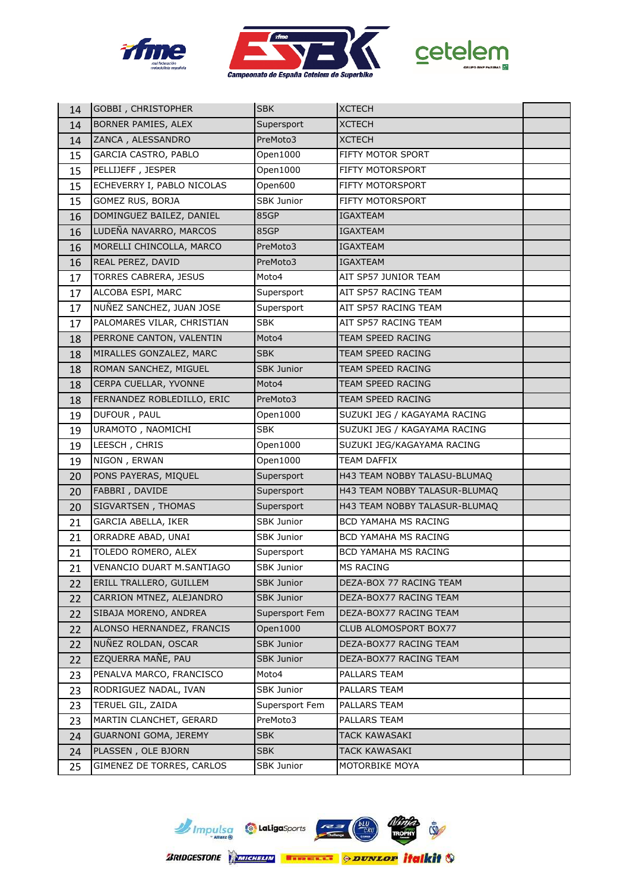| 14 | GOBBI , CHRISTOPHER | SBK | XCTECH | |
|---|---|---|---|---|
| 14 | BORNER PAMIES, ALEX | Supersport | XCTECH | |
| 14 | ZANCA , ALESSANDRO | PreMoto3 | XCTECH | |
| 15 | GARCIA CASTRO, PABLO | Open1000 | FIFTY MOTOR SPORT | |
| 15 | PELLIJEFF , JESPER | Open1000 | FIFTY MOTORSPORT | |
| 15 | ECHEVERRY I, PABLO NICOLAS | Open600 | FIFTY MOTORSPORT | |
| 15 | GOMEZ RUS, BORJA | SBK Junior | FIFTY MOTORSPORT | |
| 16 | DOMINGUEZ BAILEZ, DANIEL | 85GP | IGAXTEAM | |
| 16 | LUDEÑA NAVARRO, MARCOS | 85GP | IGAXTEAM | |
| 16 | MORELLI CHINCOLLA, MARCO | PreMoto3 | IGAXTEAM | |
| 16 | REAL PEREZ, DAVID | PreMoto3 | IGAXTEAM | |
| 17 | TORRES CABRERA, JESUS | Moto4 | AIT SP57 JUNIOR TEAM | |
| 17 | ALCOBA ESPI, MARC | Supersport | AIT SP57 RACING TEAM | |
| 17 | NUÑEZ SANCHEZ, JUAN JOSE | Supersport | AIT SP57 RACING TEAM | |
| 17 | PALOMARES VILAR, CHRISTIAN | SBK | AIT SP57 RACING TEAM | |
| 18 | PERRONE CANTON, VALENTIN | Moto4 | TEAM SPEED RACING | |
| 18 | MIRALLES GONZALEZ, MARC | SBK | TEAM SPEED RACING | |
| 18 | ROMAN SANCHEZ, MIGUEL | SBK Junior | TEAM SPEED RACING | |
| 18 | CERPA CUELLAR, YVONNE | Moto4 | TEAM SPEED RACING | |
| 18 | FERNANDEZ ROBLEDILLO, ERIC | PreMoto3 | TEAM SPEED RACING | |
| 19 | DUFOUR , PAUL | Open1000 | SUZUKI JEG / KAGAYAMA RACING | |
| 19 | URAMOTO , NAOMICHI | SBK | SUZUKI JEG / KAGAYAMA RACING | |
| 19 | LEESCH , CHRIS | Open1000 | SUZUKI JEG/KAGAYAMA RACING | |
| 19 | NIGON , ERWAN | Open1000 | TEAM DAFFIX | |
| 20 | PONS PAYERAS, MIQUEL | Supersport | H43 TEAM NOBBY TALASU-BLUMAQ | |
| 20 | FABBRI , DAVIDE | Supersport | H43 TEAM NOBBY TALASUR-BLUMAQ | |
| 20 | SIGVARTSEN , THOMAS | Supersport | H43 TEAM NOBBY TALASUR-BLUMAQ | |
| 21 | GARCIA ABELLA, IKER | SBK Junior | BCD YAMAHA MS RACING | |
| 21 | ORRADRE ABAD, UNAI | SBK Junior | BCD YAMAHA MS RACING | |
| 21 | TOLEDO ROMERO, ALEX | Supersport | BCD YAMAHA MS RACING | |
| 21 | VENANCIO DUART M.SANTIAGO | SBK Junior | MS RACING | |
| 22 | ERILL TRALLERO, GUILLEM | SBK Junior | DEZA-BOX 77 RACING TEAM | |
| 22 | CARRION MTNEZ, ALEJANDRO | SBK Junior | DEZA-BOX77 RACING TEAM | |
| 22 | SIBAJA MORENO, ANDREA | Supersport Fem | DEZA-BOX77 RACING TEAM | |
| 22 | ALONSO HERNANDEZ, FRANCIS | Open1000 | CLUB ALOMOSPORT BOX77 | |
| 22 | NUÑEZ ROLDAN, OSCAR | SBK Junior | DEZA-BOX77 RACING TEAM | |
| 22 | EZQUERRA MAÑE, PAU | SBK Junior | DEZA-BOX77 RACING TEAM | |
| 23 | PENALVA MARCO, FRANCISCO | Moto4 | PALLARS TEAM | |
| 23 | RODRIGUEZ NADAL, IVAN | SBK Junior | PALLARS TEAM | |
| 23 | TERUEL GIL, ZAIDA | Supersport Fem | PALLARS TEAM | |
| 23 | MARTIN CLANCHET, GERARD | PreMoto3 | PALLARS TEAM | |
| 24 | GUARNONI GOMA, JEREMY | SBK | TACK KAWASAKI | |
| 24 | PLASSEN , OLE BJORN | SBK | TACK KAWASAKI | |
| 25 | GIMENEZ DE TORRES, CARLOS | SBK Junior | MOTORBIKE MOYA | |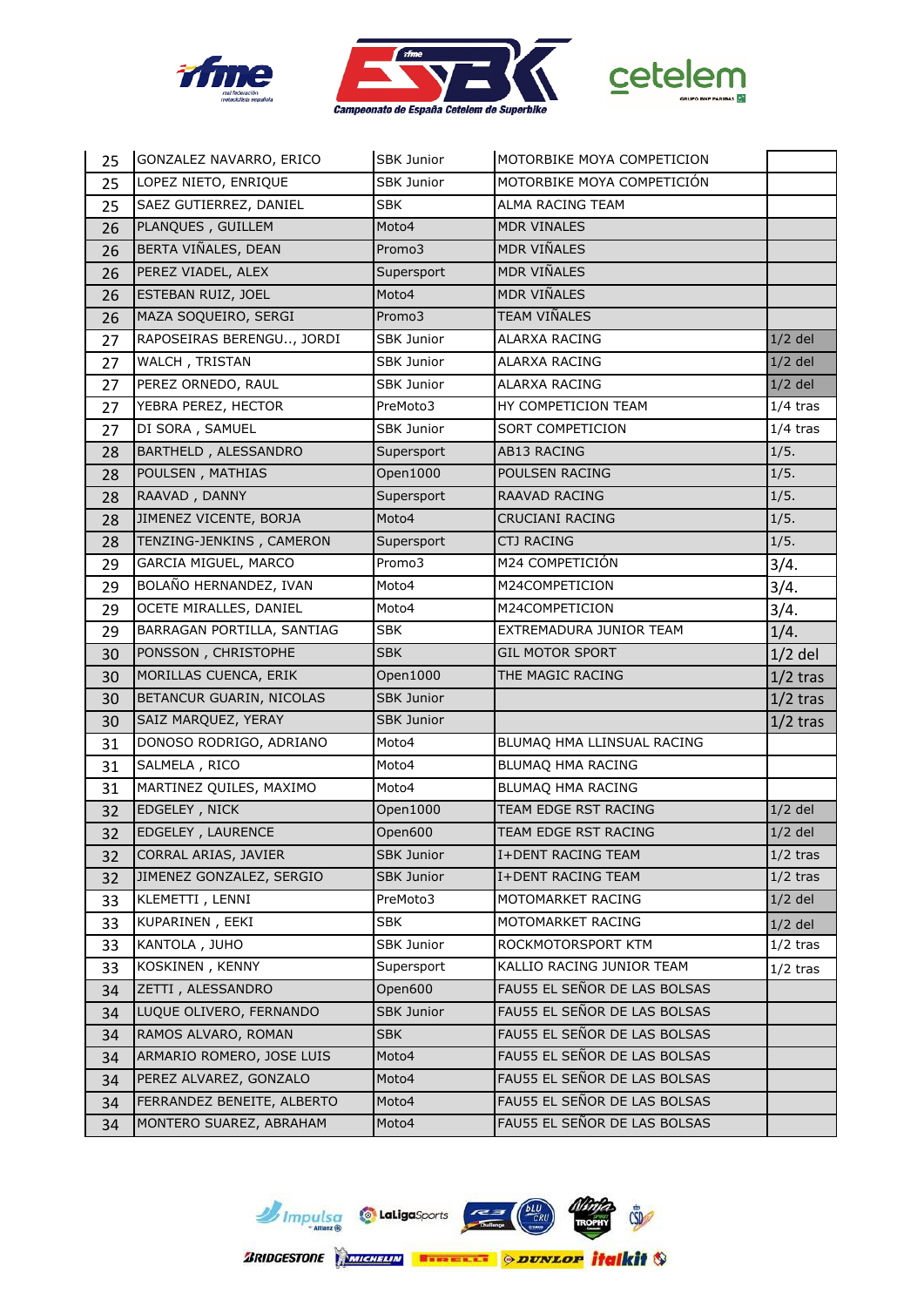| 25 | GONZALEZ NAVARRO, ERICO | SBK Junior | MOTORBIKE MOYA COMPETICION | |
|---|---|---|---|---|
| 25 | LOPEZ NIETO, ENRIQUE | SBK Junior | MOTORBIKE MOYA COMPETICIÓN | |
| 25 | SAEZ GUTIERREZ, DANIEL | SBK | ALMA RACING TEAM | |
| 26 | PLANQUES , GUILLEM | Moto4 | MDR VINALES | |
| 26 | BERTA VIÑALES, DEAN | Promo3 | MDR VIÑALES | |
| 26 | PEREZ VIADEL, ALEX | Supersport | MDR VIÑALES | |
| 26 | ESTEBAN RUIZ, JOEL | Moto4 | MDR VIÑALES | |
| 26 | MAZA SOQUEIRO, SERGI | Promo3 | TEAM VIÑALES | |
| 27 | RAPOSEIRAS BERENGU.., JORDI | SBK Junior | ALARXA RACING | 1/2 del |
| 27 | WALCH , TRISTAN | SBK Junior | ALARXA RACING | 1/2 del |
| 27 | PEREZ ORNEDO, RAUL | SBK Junior | ALARXA RACING | 1/2 del |
| 27 | YEBRA PEREZ, HECTOR | PreMoto3 | HY COMPETICION TEAM | 1/4 tras |
| 27 | DI SORA , SAMUEL | SBK Junior | SORT COMPETICION | 1/4 tras |
| 28 | BARTHELD , ALESSANDRO | Supersport | AB13 RACING | 1/5. |
| 28 | POULSEN , MATHIAS | Open1000 | POULSEN RACING | 1/5. |
| 28 | RAAVAD , DANNY | Supersport | RAAVAD RACING | 1/5. |
| 28 | JIMENEZ VICENTE, BORJA | Moto4 | CRUCIANI RACING | 1/5. |
| 28 | TENZING-JENKINS , CAMERON | Supersport | CTJ RACING | 1/5. |
| 29 | GARCIA MIGUEL, MARCO | Promo3 | M24 COMPETICIÓN | 3/4. |
| 29 | BOLAÑO HERNANDEZ, IVAN | Moto4 | M24COMPETICION | 3/4. |
| 29 | OCETE MIRALLES, DANIEL | Moto4 | M24COMPETICION | 3/4. |
| 29 | BARRAGAN PORTILLA, SANTIAG | SBK | EXTREMADURA JUNIOR TEAM | 1/4. |
| 30 | PONSSON , CHRISTOPHE | SBK | GIL MOTOR SPORT | 1/2 del |
| 30 | MORILLAS CUENCA, ERIK | Open1000 | THE MAGIC RACING | 1/2 tras |
| 30 | BETANCUR GUARIN, NICOLAS | SBK Junior | | 1/2 tras |
| 30 | SAIZ MARQUEZ, YERAY | SBK Junior | | 1/2 tras |
| 31 | DONOSO RODRIGO, ADRIANO | Moto4 | BLUMAQ HMA LLINSUAL RACING | |
| 31 | SALMELA , RICO | Moto4 | BLUMAQ HMA RACING | |
| 31 | MARTINEZ QUILES, MAXIMO | Moto4 | BLUMAQ HMA RACING | |
| 32 | EDGELEY , NICK | Open1000 | TEAM EDGE RST RACING | 1/2 del |
| 32 | EDGELEY , LAURENCE | Open600 | TEAM EDGE RST RACING | 1/2 del |
| 32 | CORRAL ARIAS, JAVIER | SBK Junior | I+DENT RACING TEAM | 1/2 tras |
| 32 | JIMENEZ GONZALEZ, SERGIO | SBK Junior | I+DENT RACING TEAM | 1/2 tras |
| 33 | KLEMETTI , LENNI | PreMoto3 | MOTOMARKET RACING | 1/2 del |
| 33 | KUPARINEN , EEKI | SBK | MOTOMARKET RACING | 1/2 del |
| 33 | KANTOLA , JUHO | SBK Junior | ROCKMOTORSPORT KTM | 1/2 tras |
| 33 | KOSKINEN , KENNY | Supersport | KALLIO RACING JUNIOR TEAM | 1/2 tras |
| 34 | ZETTI , ALESSANDRO | Open600 | FAU55 EL SEÑOR DE LAS BOLSAS | |
| 34 | LUQUE OLIVERO, FERNANDO | SBK Junior | FAU55 EL SEÑOR DE LAS BOLSAS | |
| 34 | RAMOS ALVARO, ROMAN | SBK | FAU55 EL SEÑOR DE LAS BOLSAS | |
| 34 | ARMARIO ROMERO, JOSE LUIS | Moto4 | FAU55 EL SEÑOR DE LAS BOLSAS | |
| 34 | PEREZ ALVAREZ, GONZALO | Moto4 | FAU55 EL SEÑOR DE LAS BOLSAS | |
| 34 | FERRANDEZ BENEITE, ALBERTO | Moto4 | FAU55 EL SEÑOR DE LAS BOLSAS | |
| 34 | MONTERO SUAREZ, ABRAHAM | Moto4 | FAU55 EL SEÑOR DE LAS BOLSAS | |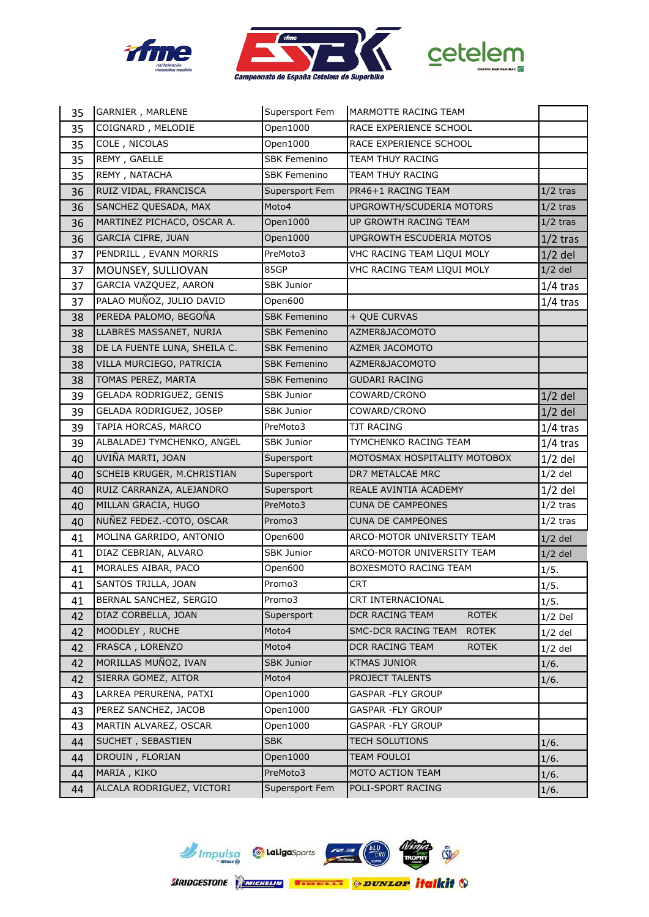| | | | | |
|---|---|---|---|---|
| 35 | GARNIER , MARLENE | Supersport Fem | MARMOTTE RACING TEAM | |
| 35 | COIGNARD , MELODIE | Open1000 | RACE EXPERIENCE SCHOOL | |
| 35 | COLE , NICOLAS | Open1000 | RACE EXPERIENCE SCHOOL | |
| 35 | REMY , GAELLE | SBK Femenino | TEAM THUY RACING | |
| 35 | REMY , NATACHA | SBK Femenino | TEAM THUY RACING | |
| 36 | RUIZ VIDAL, FRANCISCA | Supersport Fem | PR46+1 RACING TEAM | 1/2 tras |
| 36 | SANCHEZ QUESADA, MAX | Moto4 | UPGROWTH/SCUDERIA MOTORS | 1/2 tras |
| 36 | MARTINEZ PICHACO, OSCAR A. | Open1000 | UP GROWTH RACING TEAM | 1/2 tras |
| 36 | GARCIA CIFRE, JUAN | Open1000 | UPGROWTH ESCUDERIA MOTOS | 1/2 tras |
| 37 | PENDRILL , EVANN MORRIS | PreMoto3 | VHC RACING TEAM LIQUI MOLY | 1/2 del |
| 37 | MOUNSEY, SULLIOVAN | 85GP | VHC RACING TEAM LIQUI MOLY | 1/2 del |
| 37 | GARCIA VAZQUEZ, AARON | SBK Junior | | 1/4 tras |
| 37 | PALAO MUÑOZ, JULIO DAVID | Open600 | | 1/4 tras |
| 38 | PEREDA PALOMO, BEGOÑA | SBK Femenino | + QUE CURVAS | |
| 38 | LLABRES MASSANET, NURIA | SBK Femenino | AZMER&JACOMOTO | |
| 38 | DE LA FUENTE LUNA, SHEILA C. | SBK Femenino | AZMER JACOMOTO | |
| 38 | VILLA MURCIEGO, PATRICIA | SBK Femenino | AZMER&JACOMOTO | |
| 38 | TOMAS PEREZ, MARTA | SBK Femenino | GUDARI RACING | |
| 39 | GELADA RODRIGUEZ, GENIS | SBK Junior | COWARD/CRONO | 1/2 del |
| 39 | GELADA RODRIGUEZ, JOSEP | SBK Junior | COWARD/CRONO | 1/2 del |
| 39 | TAPIA HORCAS, MARCO | PreMoto3 | TJT RACING | 1/4 tras |
| 39 | ALBALADEJ TYMCHENKO, ANGEL | SBK Junior | TYMCHENKO RACING TEAM | 1/4 tras |
| 40 | UVIÑA MARTI, JOAN | Supersport | MOTOSMAX HOSPITALITY MOTOBOX | 1/2 del |
| 40 | SCHEIB KRUGER, M.CHRISTIAN | Supersport | DR7 METALCAE MRC | 1/2 del |
| 40 | RUIZ CARRANZA, ALEJANDRO | Supersport | REALE AVINTIA ACADEMY | 1/2 del |
| 40 | MILLAN GRACIA, HUGO | PreMoto3 | CUNA DE CAMPEONES | 1/2 tras |
| 40 | NUÑEZ FEDEZ.-COTO, OSCAR | Promo3 | CUNA DE CAMPEONES | 1/2 tras |
| 41 | MOLINA GARRIDO, ANTONIO | Open600 | ARCO-MOTOR UNIVERSITY TEAM | 1/2 del |
| 41 | DIAZ CEBRIAN, ALVARO | SBK Junior | ARCO-MOTOR UNIVERSITY TEAM | 1/2 del |
| 41 | MORALES AIBAR, PACO | Open600 | BOXESMOTO RACING TEAM | 1/5. |
| 41 | SANTOS TRILLA, JOAN | Promo3 | CRT | 1/5. |
| 41 | BERNAL SANCHEZ, SERGIO | Promo3 | CRT INTERNACIONAL | 1/5. |
| 42 | DIAZ CORBELLA, JOAN | Supersport | DCR RACING TEAM ROTEK | 1/2 Del |
| 42 | MOODLEY , RUCHE | Moto4 | SMC-DCR RACING TEAM ROTEK | 1/2 del |
| 42 | FRASCA , LORENZO | Moto4 | DCR RACING TEAM ROTEK | 1/2 del |
| 42 | MORILLAS MUÑOZ, IVAN | SBK Junior | KTMAS JUNIOR | 1/6. |
| 42 | SIERRA GOMEZ, AITOR | Moto4 | PROJECT TALENTS | 1/6. |
| 43 | LARREA PERURENA, PATXI | Open1000 | GASPAR -FLY GROUP | |
| 43 | PEREZ SANCHEZ, JACOB | Open1000 | GASPAR -FLY GROUP | |
| 43 | MARTIN ALVAREZ, OSCAR | Open1000 | GASPAR -FLY GROUP | |
| 44 | SUCHET , SEBASTIEN | SBK | TECH SOLUTIONS | 1/6. |
| 44 | DROUIN , FLORIAN | Open1000 | TEAM FOULOI | 1/6. |
| 44 | MARIA , KIKO | PreMoto3 | MOTO ACTION TEAM | 1/6. |
| 44 | ALCALA RODRIGUEZ, VICTORI | Supersport Fem | POLI-SPORT RACING | 1/6. |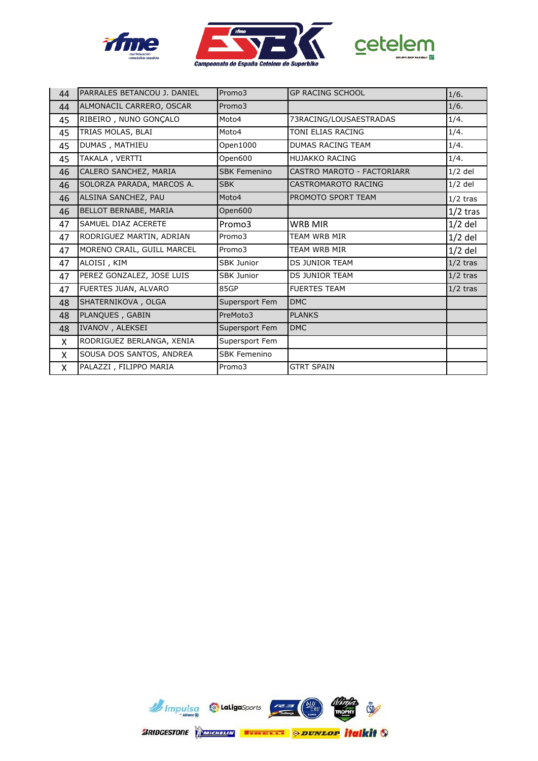| | | | | |
|---|---|---|---|---|
| 44 | PARRALES BETANCOU J. DANIEL | Promo3 | GP RACING SCHOOL | 1/6. |
| 44 | ALMONACIL CARRERO, OSCAR | Promo3 | | 1/6. |
| 45 | RIBEIRO , NUNO GONÇALO | Moto4 | 73RACING/LOUSAESTRADAS | 1/4. |
| 45 | TRIAS MOLAS, BLAI | Moto4 | TONI ELIAS RACING | 1/4. |
| 45 | DUMAS , MATHIEU | Open1000 | DUMAS RACING TEAM | 1/4. |
| 45 | TAKALA , VERTTI | Open600 | HUJAKKO RACING | 1/4. |
| 46 | CALERO SANCHEZ, MARIA | SBK Femenino | CASTRO MAROTO - FACTORIARR | 1/2 del |
| 46 | SOLORZA PARADA, MARCOS A. | SBK | CASTROMAROTO RACING | 1/2 del |
| 46 | ALSINA SANCHEZ, PAU | Moto4 | PROMOTO SPORT TEAM | 1/2 tras |
| 46 | BELLOT BERNABE, MARIA | Open600 | | 1/2 tras |
| 47 | SAMUEL DIAZ ACERETE | Promo3 | WRB MIR | 1/2 del |
| 47 | RODRIGUEZ MARTIN, ADRIAN | Promo3 | TEAM WRB MIR | 1/2 del |
| 47 | MORENO CRAIL, GUILL MARCEL | Promo3 | TEAM WRB MIR | 1/2 del |
| 47 | ALOISI , KIM | SBK Junior | DS JUNIOR TEAM | 1/2 tras |
| 47 | PEREZ GONZALEZ, JOSE LUIS | SBK Junior | DS JUNIOR TEAM | 1/2 tras |
| 47 | FUERTES JUAN, ALVARO | 85GP | FUERTES TEAM | 1/2 tras |
| 48 | SHATERNIKOVA , OLGA | Supersport Fem | DMC | |
| 48 | PLANQUES , GABIN | PreMoto3 | PLANKS | |
| 48 | IVANOV , ALEKSEI | Supersport Fem | DMC | |
| X | RODRIGUEZ BERLANGA, XENIA | Supersport Fem | | |
| X | SOUSA DOS SANTOS, ANDREA | SBK Femenino | | |
| X | PALAZZI , FILIPPO MARIA | Promo3 | GTRT SPAIN | |